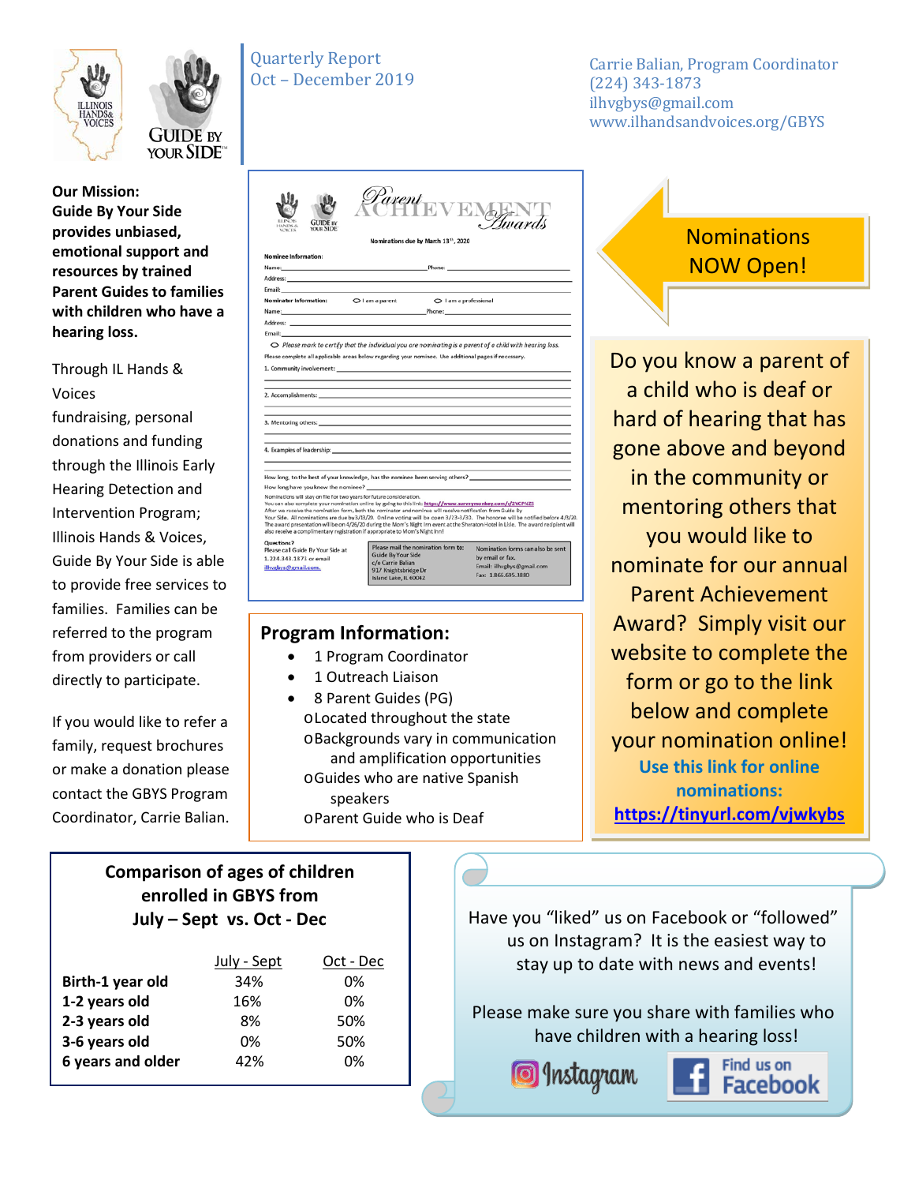Quarterly Report
Oct – December 2019

Carrie Balian, Program Coordinator
(224) 343-1873
ilhvgbys@gmail.com
www.ilhandsandvoices.org/GBYS

**Our Mission: Guide By Your Side provides unbiased, emotional support and resources by trained Parent Guides to families with children who have a hearing loss.**

Through IL Hands & Voices fundraising, personal donations and funding through the Illinois Early Hearing Detection and Intervention Program; Illinois Hands & Voices, Guide By Your Side is able to provide free services to families. Families can be referred to the program from providers or call directly to participate.

If you would like to refer a family, request brochures or make a donation please contact the GBYS Program Coordinator, Carrie Balian.

## Nominations NOW Open!

Do you know a parent of a child who is deaf or hard of hearing that has gone above and beyond in the community or mentoring others that you would like to nominate for our annual Parent Achievement Award? Simply visit our website to complete the form or go to the link below and complete your nomination online!

**Use this link for online nominations:**
**https://tinyurl.com/vjwkybs**

## Program Information:

- 1 Program Coordinator
- 1 Outreach Liaison
- 8 Parent Guides (PG)
  - Located throughout the state
  - Backgrounds vary in communication and amplification opportunities
  - Guides who are native Spanish speakers
  - Parent Guide who is Deaf

## Comparison of ages of children enrolled in GBYS from July – Sept vs. Oct - Dec

| | July - Sept | Oct - Dec |
|---|---|---|
| **Birth-1 year old** | 34% | 0% |
| **1-2 years old** | 16% | 0% |
| **2-3 years old** | 8% | 50% |
| **3-6 years old** | 0% | 50% |
| **6 years and older** | 42% | 0% |

Have you "liked" us on Facebook or "followed" us on Instagram? It is the easiest way to stay up to date with news and events!

Please make sure you share with families who have children with a hearing loss!

Instagram | Find us on Facebook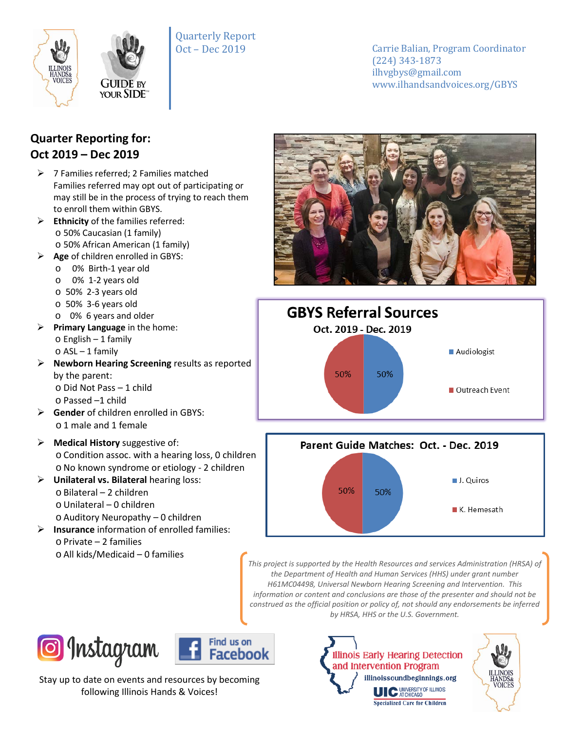Quarterly Report
Oct – Dec 2019

Carrie Balian, Program Coordinator
(224) 343-1873
ilhvgbys@gmail.com
www.ilhandsandvoices.org/GBYS

## Quarter Reporting for: Oct 2019 – Dec 2019

- 7 Families referred; 2 Families matched
  Families referred may opt out of participating or may still be in the process of trying to reach them to enroll them within GBYS.
- **Ethnicity** of the families referred:
  - 50% Caucasian (1 family)
  - 50% African American (1 family)
- **Age** of children enrolled in GBYS:
  - 0% Birth-1 year old
  - 0% 1-2 years old
  - 50% 2-3 years old
  - 50% 3-6 years old
  - 0% 6 years and older
- **Primary Language** in the home:
  - English – 1 family
  - ASL – 1 family
- **Newborn Hearing Screening** results as reported by the parent:
  - Did Not Pass – 1 child
  - Passed –1 child
- **Gender** of children enrolled in GBYS:
  - 1 male and 1 female
- **Medical History** suggestive of:
  - Condition assoc. with a hearing loss, 0 children
  - No known syndrome or etiology - 2 children
- **Unilateral vs. Bilateral** hearing loss:
  - Bilateral – 2 children
  - Unilateral – 0 children
  - Auditory Neuropathy – 0 children
- **Insurance** information of enrolled families:
  - Private – 2 families
  - All kids/Medicaid – 0 families

**GBYS Referral Sources**
Oct. 2019 - Dec. 2019
50%
50%
Audiologist
Outreach Event

**Parent Guide Matches: Oct. - Dec. 2019**
50%
50%
J. Quiros
K. Hemesath

*This project is supported by the Health Resources and services Administration (HRSA) of the Department of Health and Human Services (HHS) under grant number H61MC04498, Universal Newborn Hearing Screening and Intervention. This information or content and conclusions are those of the presenter and should not be construed as the official position or policy of, not should any endorsements be inferred by HRSA, HHS or the U.S. Government.*

Stay up to date on events and resources by becoming following Illinois Hands & Voices!

Illinois Early Hearing Detection and Intervention Program
illinoissoundbeginnings.org